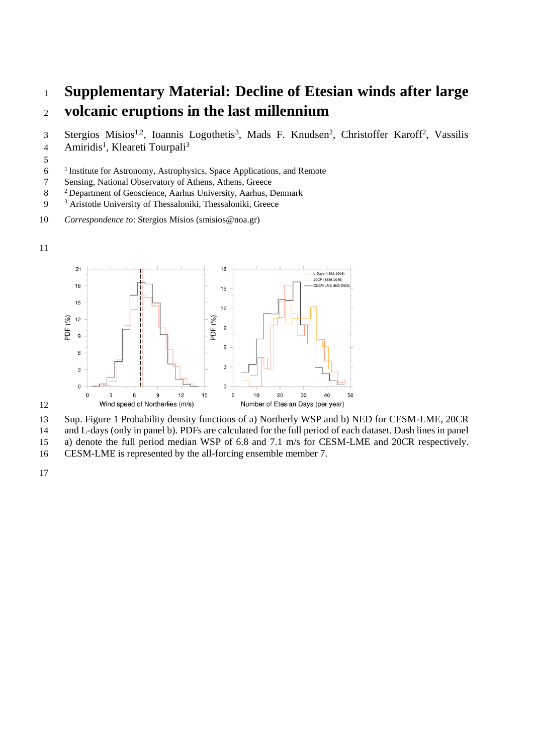# Supplementary Material: Decline of Etesian winds after large volcanic eruptions in the last millennium

Stergios Misios[1,2], Ioannis Logothetis[3], Mads F. Knudsen[2], Christoffer Karoff[2], Vassilis Amiridis[1], Kleareti Tourpali[3]

[1] Institute for Astronomy, Astrophysics, Space Applications, and Remote Sensing, National Observatory of Athens, Athens, Greece
[2] Department of Geoscience, Aarhus University, Aarhus, Denmark
[3] Aristotle University of Thessaloniki, Thessaloniki, Greece

*Correspondence to*: Stergios Misios (smisios@noa.gr)

Sup. Figure 1 Probability density functions of a) Northerly WSP and b) NED for CESM-LME, 20CR and L-days (only in panel b). PDFs are calculated for the full period of each dataset. Dash lines in panel a) denote the full period median WSP of 6.8 and 7.1 m/s for CESM-LME and 20CR respectively. CESM-LME is represented by the all-forcing ensemble member 7.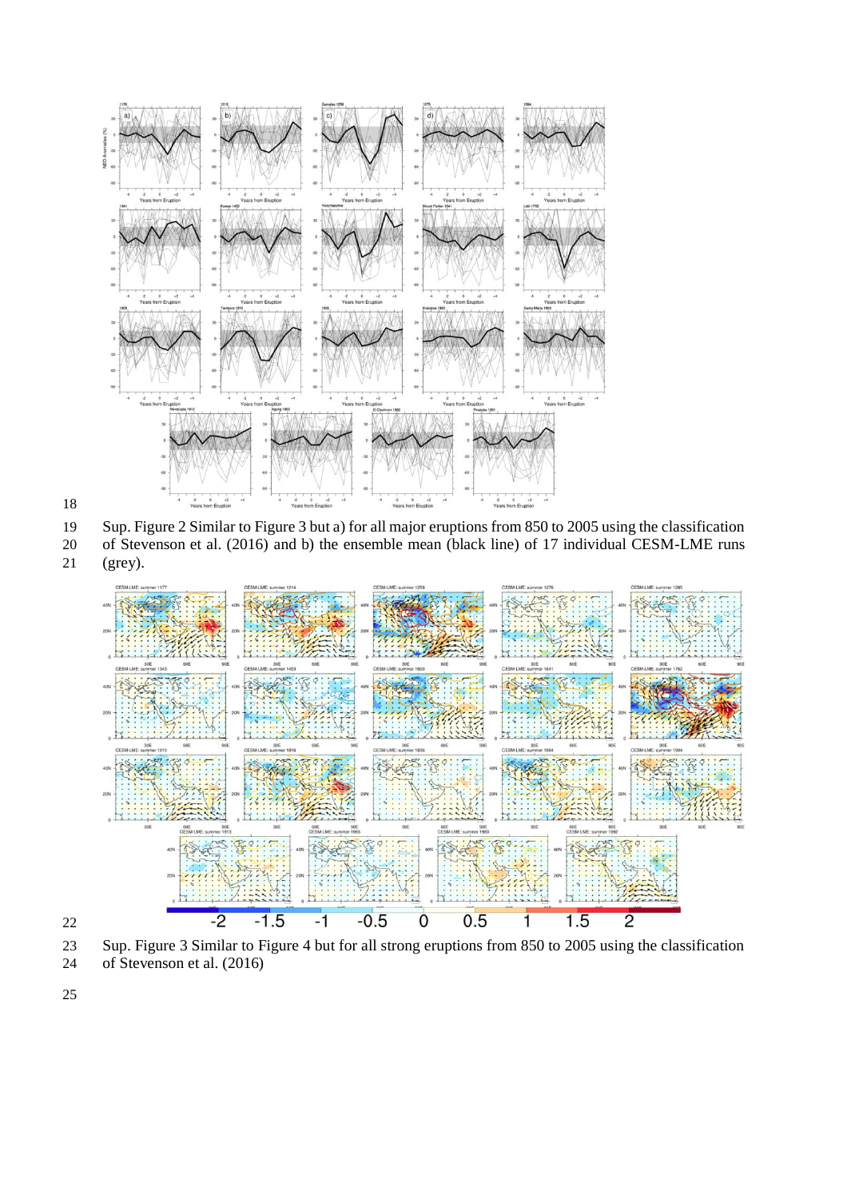Sup. Figure 2 Similar to Figure 3 but a) for all major eruptions from 850 to 2005 using the classification of Stevenson et al. (2016) and b) the ensemble mean (black line) of 17 individual CESM-LME runs (grey).

Sup. Figure 3 Similar to Figure 4 but for all strong eruptions from 850 to 2005 using the classification of Stevenson et al. (2016)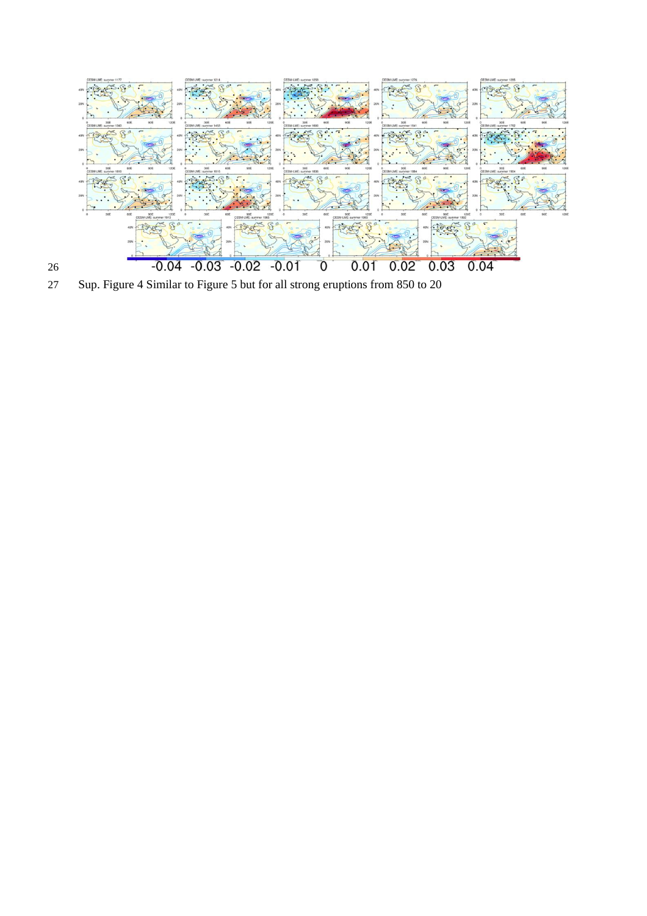CESM-LME: summer 1177

CESM-LME: summer 1214

CESM-LME: summer 1258

CESM-LME: summer 1276

CESM-LME: summer 1285

CESM-LME: summer 1340

CESM-LME: summer 1453

CESM-LME: summer 1600

CESM-LME: summer 1641

CESM-LME: summer 1762

CESM-LME: summer 1810

CESM-LME: summer 1815

CESM-LME: summer 1836

CESM-LME: summer 1884

CESM-LME: summer 1904

CESM-LME: summer 1913

CESM-LME: summer 1964

CESM-LME: summer 1983

CESM-LME: summer 1992

-0.04 -0.03 -0.02 -0.01 0 0.01 0.02 0.03 0.04

Sup. Figure 4 Similar to Figure 5 but for all strong eruptions from 850 to 20